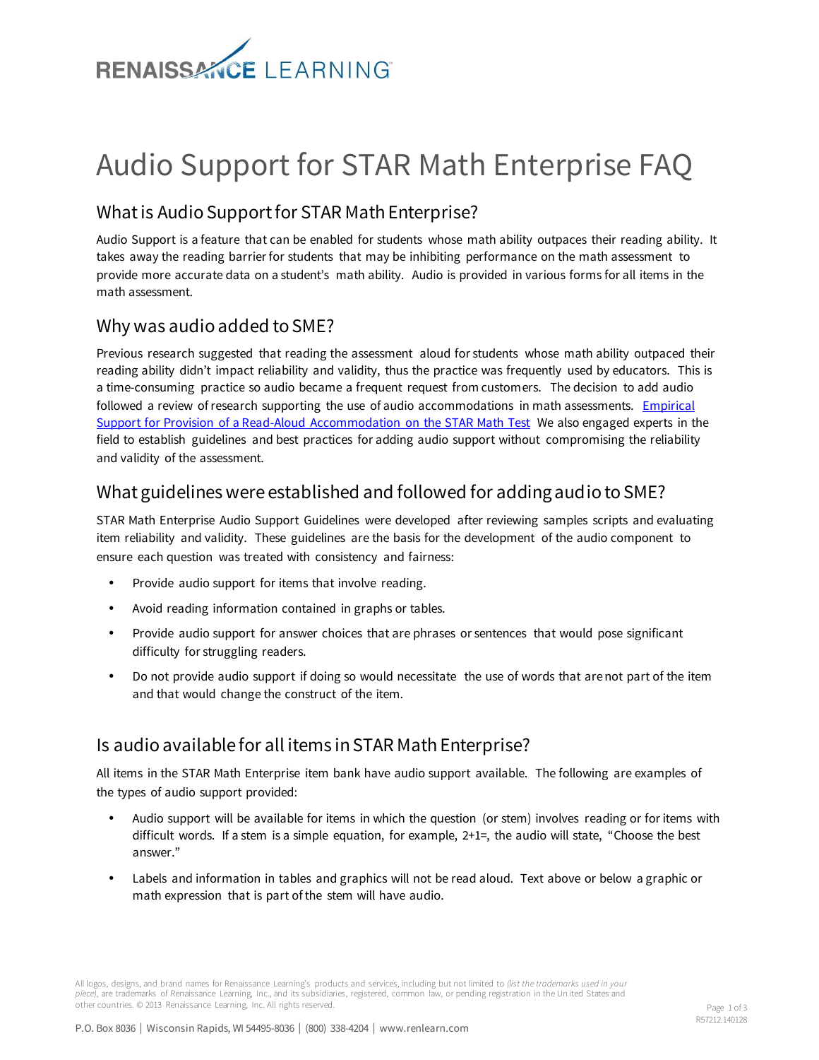# Audio Support for STAR Math Enterprise FAQ

## What is Audio Support for STAR Math Enterprise?

Audio Support is a feature that can be enabled for students whose math ability outpaces their reading ability. It takes away the reading barrier for students that may be inhibiting performance on the math assessment to provide more accurate data on a student's math ability. Audio is provided in various forms for all items in the math assessment.

## Why was audio added to SME?

Previous research suggested that reading the assessment aloud for students whose math ability outpaced their reading ability didn't impact reliability and validity, thus the practice was frequently used by educators. This is a time-consuming practice so audio became a frequent request from customers. The decision to add audio followed a review of research supporting the use of audio accommodations in math assessments. Empirical Support for Provision of a Read-Aloud Accommodation on the STAR Math Test We also engaged experts in the field to establish guidelines and best practices for adding audio support without compromising the reliability and validity of the assessment.

## What guidelines were established and followed for adding audio to SME?

STAR Math Enterprise Audio Support Guidelines were developed after reviewing samples scripts and evaluating item reliability and validity. These guidelines are the basis for the development of the audio component to ensure each question was treated with consistency and fairness:

- Provide audio support for items that involve reading.
- Avoid reading information contained in graphs or tables.
- Provide audio support for answer choices that are phrases or sentences that would pose significant difficulty for struggling readers.
- Do not provide audio support if doing so would necessitate the use of words that are not part of the item and that would change the construct of the item.

## Is audio available for all items in STAR Math Enterprise?

All items in the STAR Math Enterprise item bank have audio support available. The following are examples of the types of audio support provided:

- Audio support will be available for items in which the question (or stem) involves reading or for items with difficult words. If a stem is a simple equation, for example, 2+1=, the audio will state, "Choose the best answer."
- Labels and information in tables and graphics will not be read aloud. Text above or below a graphic or math expression that is part of the stem will have audio.

All logos, designs, and brand names for Renaissance Learning's products and services, including but not limited to *(list the trademarks used in your piece)*, are trademarks of Renaissance Learning, Inc., and its subsidiaries, registered, common law, or pending registration in the United States and other countries. © 2013 Renaissance Learning, Inc. All rights reserved.

R57212.140128

P.O. Box 8036 | Wisconsin Rapids, WI 54495-8036 | (800) 338-4204 | www.renlearn.com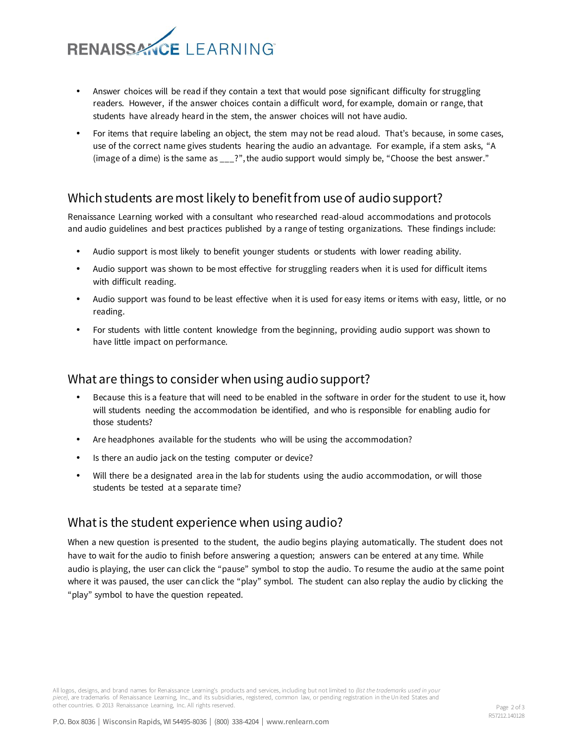- Answer choices will be read if they contain a text that would pose significant difficulty for struggling readers. However, if the answer choices contain a difficult word, for example, domain or range, that students have already heard in the stem, the answer choices will not have audio.
- For items that require labeling an object, the stem may not be read aloud. That's because, in some cases, use of the correct name gives students hearing the audio an advantage. For example, if a stem asks, "A (image of a dime) is the same as ___?", the audio support would simply be, "Choose the best answer."

## Which students are most likely to benefit from use of audio support?

Renaissance Learning worked with a consultant who researched read-aloud accommodations and protocols and audio guidelines and best practices published by a range of testing organizations. These findings include:

- Audio support is most likely to benefit younger students or students with lower reading ability.
- Audio support was shown to be most effective for struggling readers when it is used for difficult items with difficult reading.
- Audio support was found to be least effective when it is used for easy items or items with easy, little, or no reading.
- For students with little content knowledge from the beginning, providing audio support was shown to have little impact on performance.

## What are things to consider when using audio support?

- Because this is a feature that will need to be enabled in the software in order for the student to use it, how will students needing the accommodation be identified, and who is responsible for enabling audio for those students?
- Are headphones available for the students who will be using the accommodation?
- Is there an audio jack on the testing computer or device?
- Will there be a designated area in the lab for students using the audio accommodation, or will those students be tested at a separate time?

## What is the student experience when using audio?

When a new question is presented to the student, the audio begins playing automatically. The student does not have to wait for the audio to finish before answering a question; answers can be entered at any time. While audio is playing, the user can click the "pause" symbol to stop the audio. To resume the audio at the same point where it was paused, the user can click the "play" symbol. The student can also replay the audio by clicking the "play" symbol to have the question repeated.

All logos, designs, and brand names for Renaissance Learning's products and services, including but not limited to *(list the trademarks used in your piece)*, are trademarks of Renaissance Learning, Inc., and its subsidiaries, registered, common law, or pending registration in the United States and other countries. © 2013 Renaissance Learning, Inc. All rights reserved.

P.O. Box 8036 | Wisconsin Rapids, WI 54495-8036 | (800) 338-4204 | www.renlearn.com

R57212.140128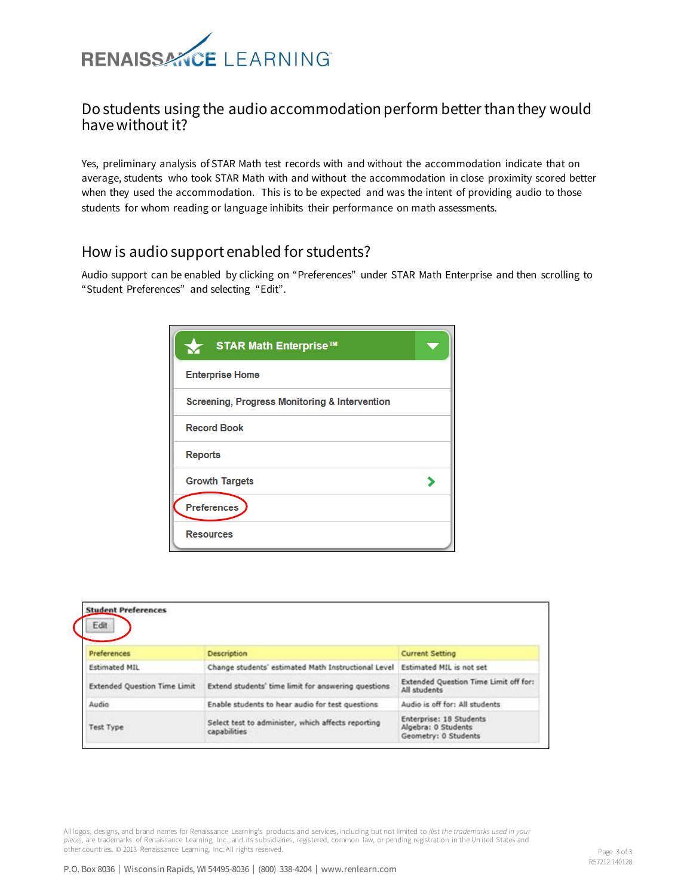## Do students using the audio accommodation perform better than they would have without it?

Yes, preliminary analysis of STAR Math test records with and without the accommodation indicate that on average, students who took STAR Math with and without the accommodation in close proximity scored better when they used the accommodation. This is to be expected and was the intent of providing audio to those students for whom reading or language inhibits their performance on math assessments.

## How is audio support enabled for students?

Audio support can be enabled by clicking on "Preferences" under STAR Math Enterprise and then scrolling to "Student Preferences" and selecting "Edit".

STAR Math Enterprise™

- Enterprise Home
- Screening, Progress Monitoring & Intervention
- Record Book
- Reports
- Growth Targets
- Preferences
- Resources

**Student Preferences**

Edit

| Preferences | Description | Current Setting |
| --- | --- | --- |
| Estimated MIL | Change students' estimated Math Instructional Level | Estimated MIL is not set |
| Extended Question Time Limit | Extend students' time limit for answering questions | Extended Question Time Limit off for: All students |
| Audio | Enable students to hear audio for test questions | Audio is off for: All students |
| Test Type | Select test to administer, which affects reporting capabilities | Enterprise: 18 Students<br>Algebra: 0 Students<br>Geometry: 0 Students |

All logos, designs, and brand names for Renaissance Learning's products and services, including but not limited to *(list the trademarks used in your piece)*, are trademarks of Renaissance Learning, Inc., and its subsidiaries, registered, common law, or pending registration in the United States and other countries. © 2013 Renaissance Learning, Inc. All rights reserved.

P.O. Box 8036 | Wisconsin Rapids, WI 54495-8036 | (800) 338-4204 | www.renlearn.com

R57212.140128